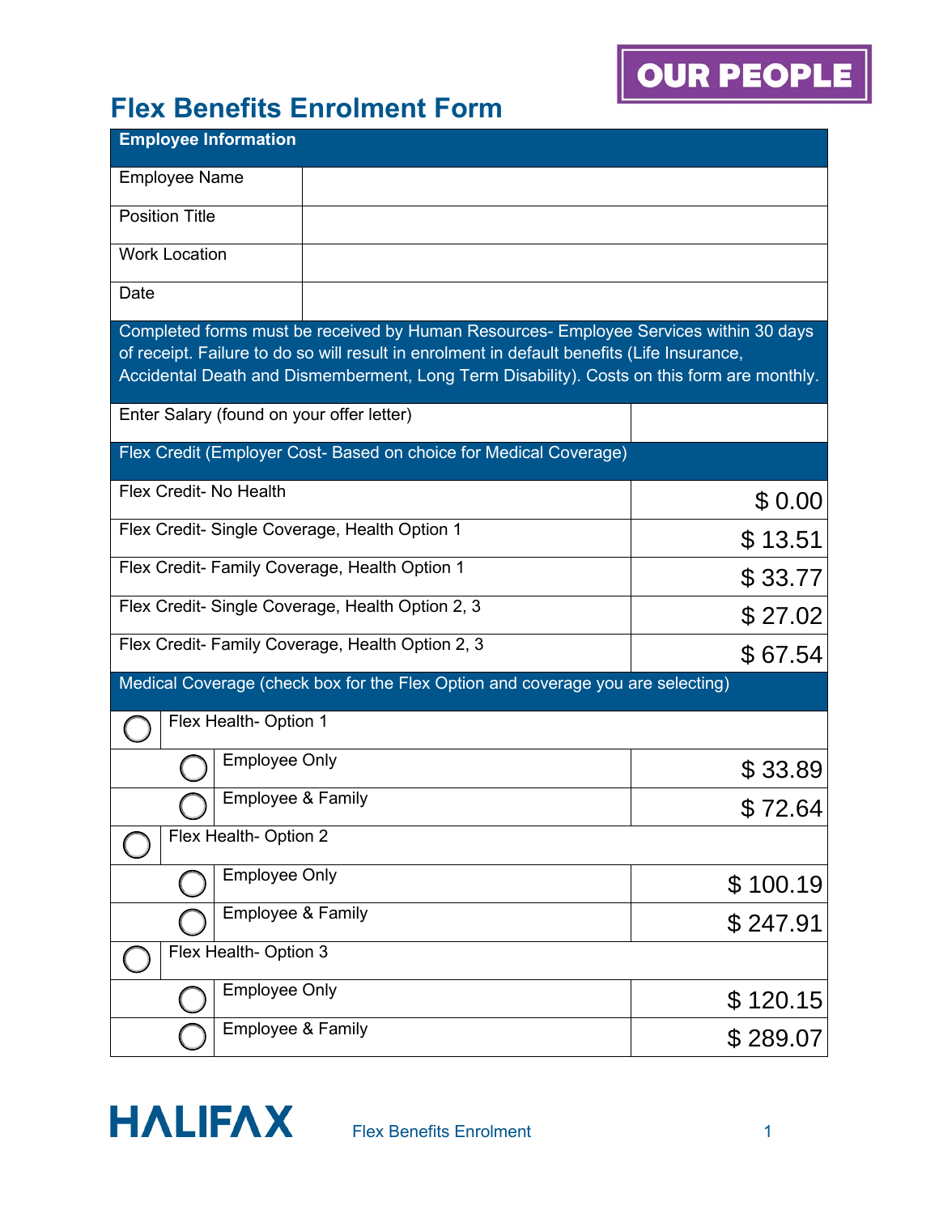OUR PEOPLE

# Flex Benefits Enrolment Form

| Employee Information | |
|---|---|
| Employee Name | |
| Position Title | |
| Work Location | |
| Date | |

Completed forms must be received by Human Resources- Employee Services within 30 days of receipt. Failure to do so will result in enrolment in default benefits (Life Insurance, Accidental Death and Dismemberment, Long Term Disability). Costs on this form are monthly.

| Enter Salary (found on your offer letter) | |
|---|---|

| Flex Credit (Employer Cost- Based on choice for Medical Coverage) | |
|---|---|
| Flex Credit- No Health | $ 0.00 |
| Flex Credit- Single Coverage, Health Option 1 | $ 13.51 |
| Flex Credit- Family Coverage, Health Option 1 | $ 33.77 |
| Flex Credit- Single Coverage, Health Option 2, 3 | $ 27.02 |
| Flex Credit- Family Coverage, Health Option 2, 3 | $ 67.54 |

| Medical Coverage (check box for the Flex Option and coverage you are selecting) | |
|---|---|
| ◯ Flex Health- Option 1 | |
| ◯ Employee Only | $ 33.89 |
| ◯ Employee & Family | $ 72.64 |
| ◯ Flex Health- Option 2 | |
| ◯ Employee Only | $ 100.19 |
| ◯ Employee & Family | $ 247.91 |
| ◯ Flex Health- Option 3 | |
| ◯ Employee Only | $ 120.15 |
| ◯ Employee & Family | $ 289.07 |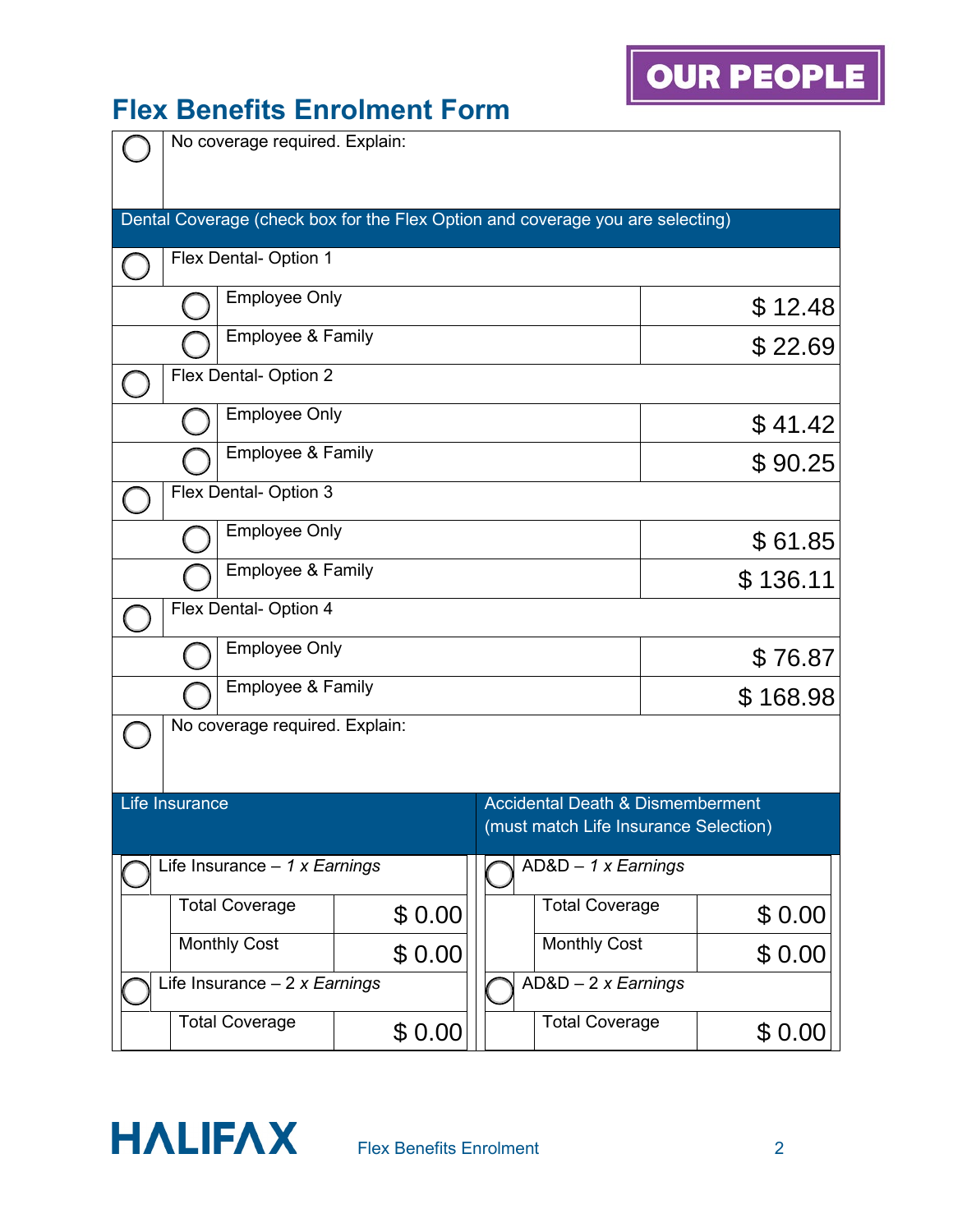# Flex Benefits Enrolment Form

| | | |
|---|---|---|
| ◯ | No coverage required. Explain: | |
| **Dental Coverage (check box for the Flex Option and coverage you are selecting)** | | |
| ◯ | Flex Dental- Option 1 | |
| ◯ | Employee Only | $ 12.48 |
| ◯ | Employee & Family | $ 22.69 |
| ◯ | Flex Dental- Option 2 | |
| ◯ | Employee Only | $ 41.42 |
| ◯ | Employee & Family | $ 90.25 |
| ◯ | Flex Dental- Option 3 | |
| ◯ | Employee Only | $ 61.85 |
| ◯ | Employee & Family | $ 136.11 |
| ◯ | Flex Dental- Option 4 | |
| ◯ | Employee Only | $ 76.87 |
| ◯ | Employee & Family | $ 168.98 |
| ◯ | No coverage required. Explain: | |

| Life Insurance | | Accidental Death & Dismemberment (must match Life Insurance Selection) | |
|---|---|---|---|
| ◯ Life Insurance – *1 x Earnings* | | ◯ AD&D – *1 x Earnings* | |
| Total Coverage | $ 0.00 | Total Coverage | $ 0.00 |
| Monthly Cost | $ 0.00 | Monthly Cost | $ 0.00 |
| ◯ Life Insurance – 2 *x Earnings* | | ◯ AD&D – 2 *x Earnings* | |
| Total Coverage | $ 0.00 | Total Coverage | $ 0.00 |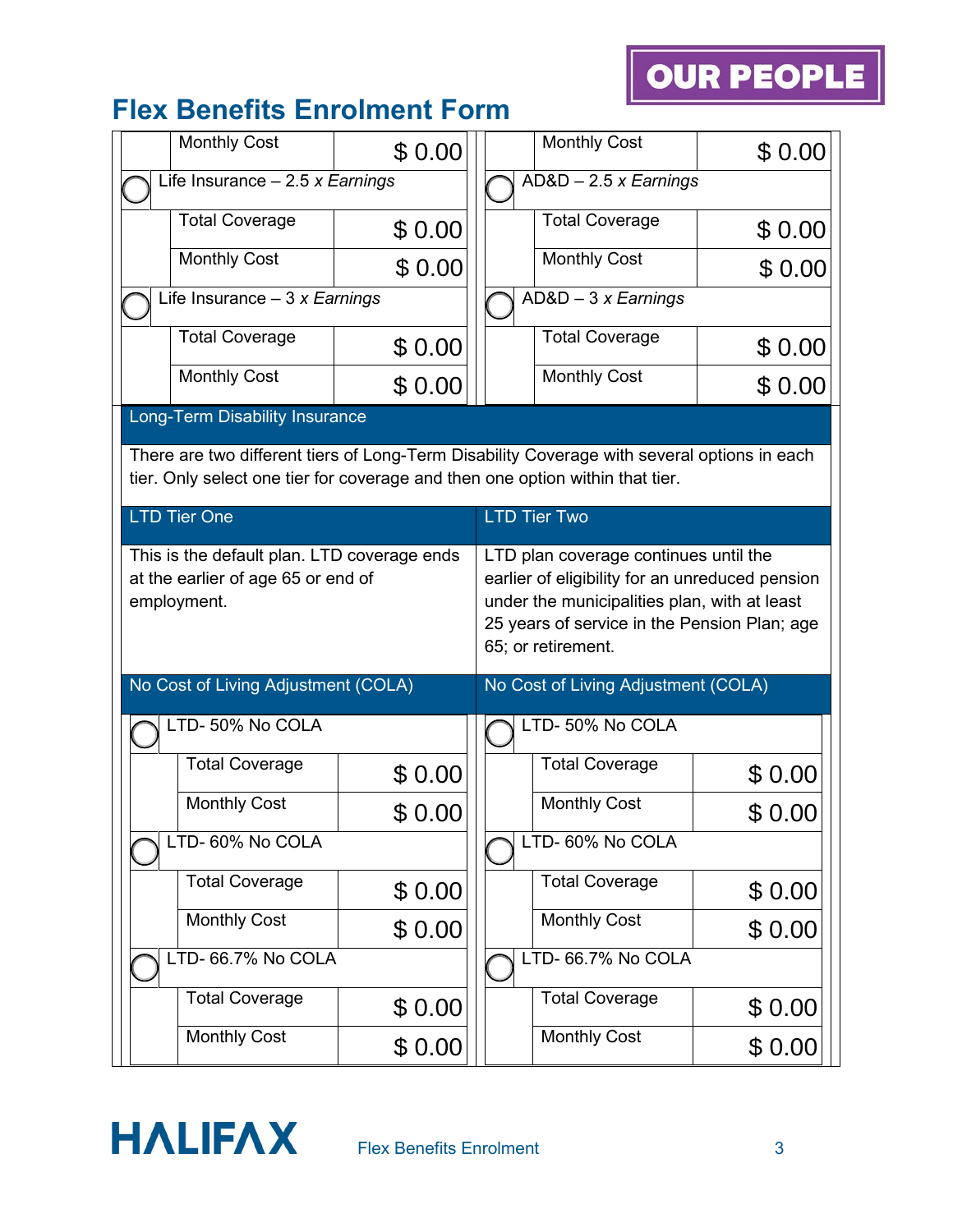# Flex Benefits Enrolment Form

| Life Insurance | | AD&D | |
|---|---|---|---|
| Monthly Cost | $ 0.00 | Monthly Cost | $ 0.00 |
| ◯ Life Insurance – 2.5 *x Earnings* | | ◯ AD&D – 2.5 *x Earnings* | |
| Total Coverage | $ 0.00 | Total Coverage | $ 0.00 |
| Monthly Cost | $ 0.00 | Monthly Cost | $ 0.00 |
| ◯ Life Insurance – 3 *x Earnings* | | ◯ AD&D – 3 *x Earnings* | |
| Total Coverage | $ 0.00 | Total Coverage | $ 0.00 |
| Monthly Cost | $ 0.00 | Monthly Cost | $ 0.00 |

## Long-Term Disability Insurance

There are two different tiers of Long-Term Disability Coverage with several options in each tier. Only select one tier for coverage and then one option within that tier.

| LTD Tier One | | LTD Tier Two | |
|---|---|---|---|
| This is the default plan. LTD coverage ends at the earlier of age 65 or end of employment. | | LTD plan coverage continues until the earlier of eligibility for an unreduced pension under the municipalities plan, with at least 25 years of service in the Pension Plan; age 65; or retirement. | |
| **No Cost of Living Adjustment (COLA)** | | **No Cost of Living Adjustment (COLA)** | |
| ◯ LTD- 50% No COLA | | ◯ LTD- 50% No COLA | |
| Total Coverage | $ 0.00 | Total Coverage | $ 0.00 |
| Monthly Cost | $ 0.00 | Monthly Cost | $ 0.00 |
| ◯ LTD- 60% No COLA | | ◯ LTD- 60% No COLA | |
| Total Coverage | $ 0.00 | Total Coverage | $ 0.00 |
| Monthly Cost | $ 0.00 | Monthly Cost | $ 0.00 |
| ◯ LTD- 66.7% No COLA | | ◯ LTD- 66.7% No COLA | |
| Total Coverage | $ 0.00 | Total Coverage | $ 0.00 |
| Monthly Cost | $ 0.00 | Monthly Cost | $ 0.00 |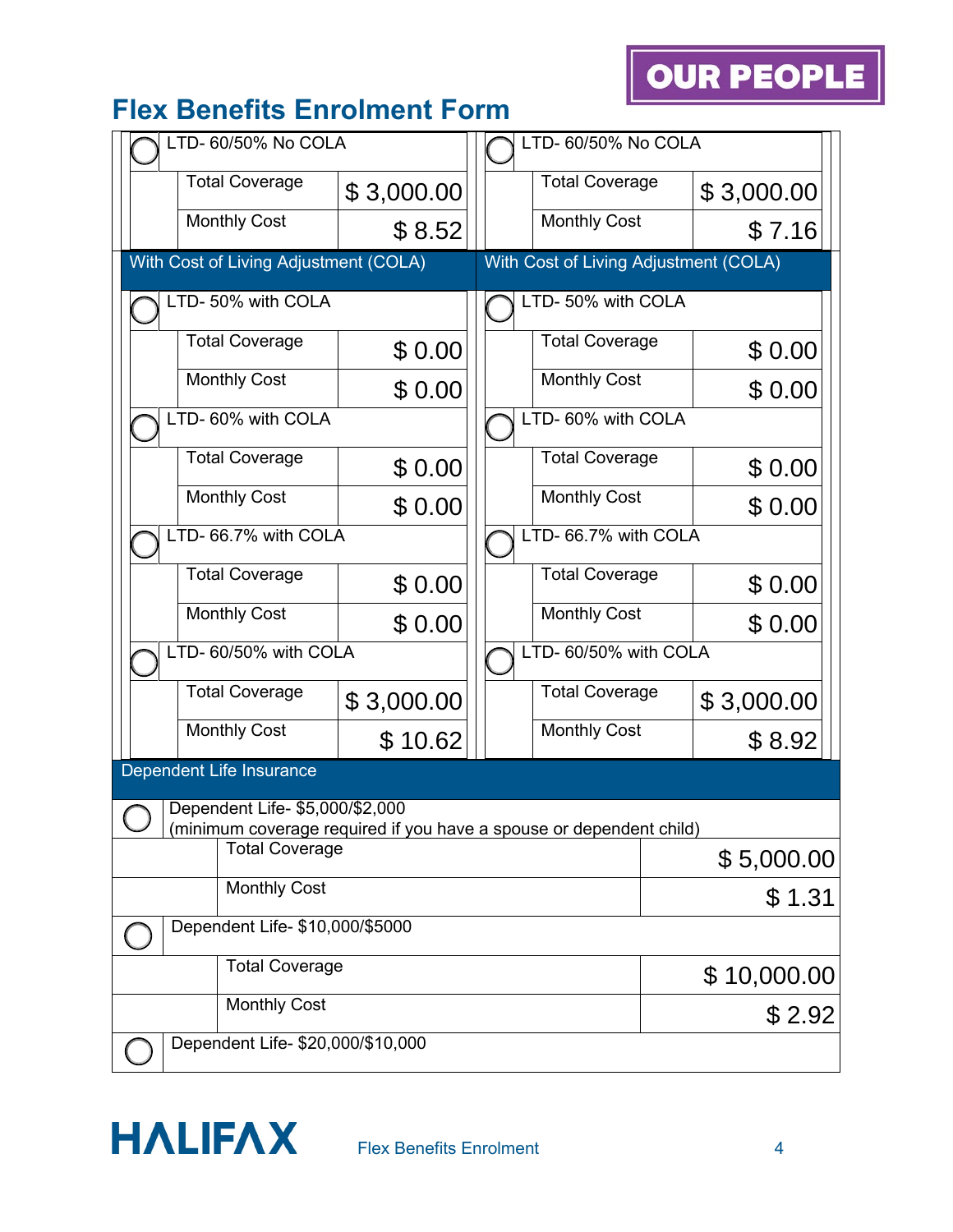# Flex Benefits Enrolment Form

| ◯ LTD- 60/50% No COLA | | ◯ LTD- 60/50% No COLA | |
|---|---|---|---|
| Total Coverage | $ 3,000.00 | Total Coverage | $ 3,000.00 |
| Monthly Cost | $ 8.52 | Monthly Cost | $ 7.16 |

## With Cost of Living Adjustment (COLA)

| ◯ LTD- 50% with COLA | | ◯ LTD- 50% with COLA | |
|---|---|---|---|
| Total Coverage | $ 0.00 | Total Coverage | $ 0.00 |
| Monthly Cost | $ 0.00 | Monthly Cost | $ 0.00 |
| ◯ LTD- 60% with COLA | | ◯ LTD- 60% with COLA | |
| Total Coverage | $ 0.00 | Total Coverage | $ 0.00 |
| Monthly Cost | $ 0.00 | Monthly Cost | $ 0.00 |
| ◯ LTD- 66.7% with COLA | | ◯ LTD- 66.7% with COLA | |
| Total Coverage | $ 0.00 | Total Coverage | $ 0.00 |
| Monthly Cost | $ 0.00 | Monthly Cost | $ 0.00 |
| ◯ LTD- 60/50% with COLA | | ◯ LTD- 60/50% with COLA | |
| Total Coverage | $ 3,000.00 | Total Coverage | $ 3,000.00 |
| Monthly Cost | $ 10.62 | Monthly Cost | $ 8.92 |

## Dependent Life Insurance

| ◯ Dependent Life- $5,000/$2,000 (minimum coverage required if you have a spouse or dependent child) | |
|---|---|
| Total Coverage | $ 5,000.00 |
| Monthly Cost | $ 1.31 |
| ◯ Dependent Life- $10,000/$5000 | |
| Total Coverage | $ 10,000.00 |
| Monthly Cost | $ 2.92 |
| ◯ Dependent Life- $20,000/$10,000 | |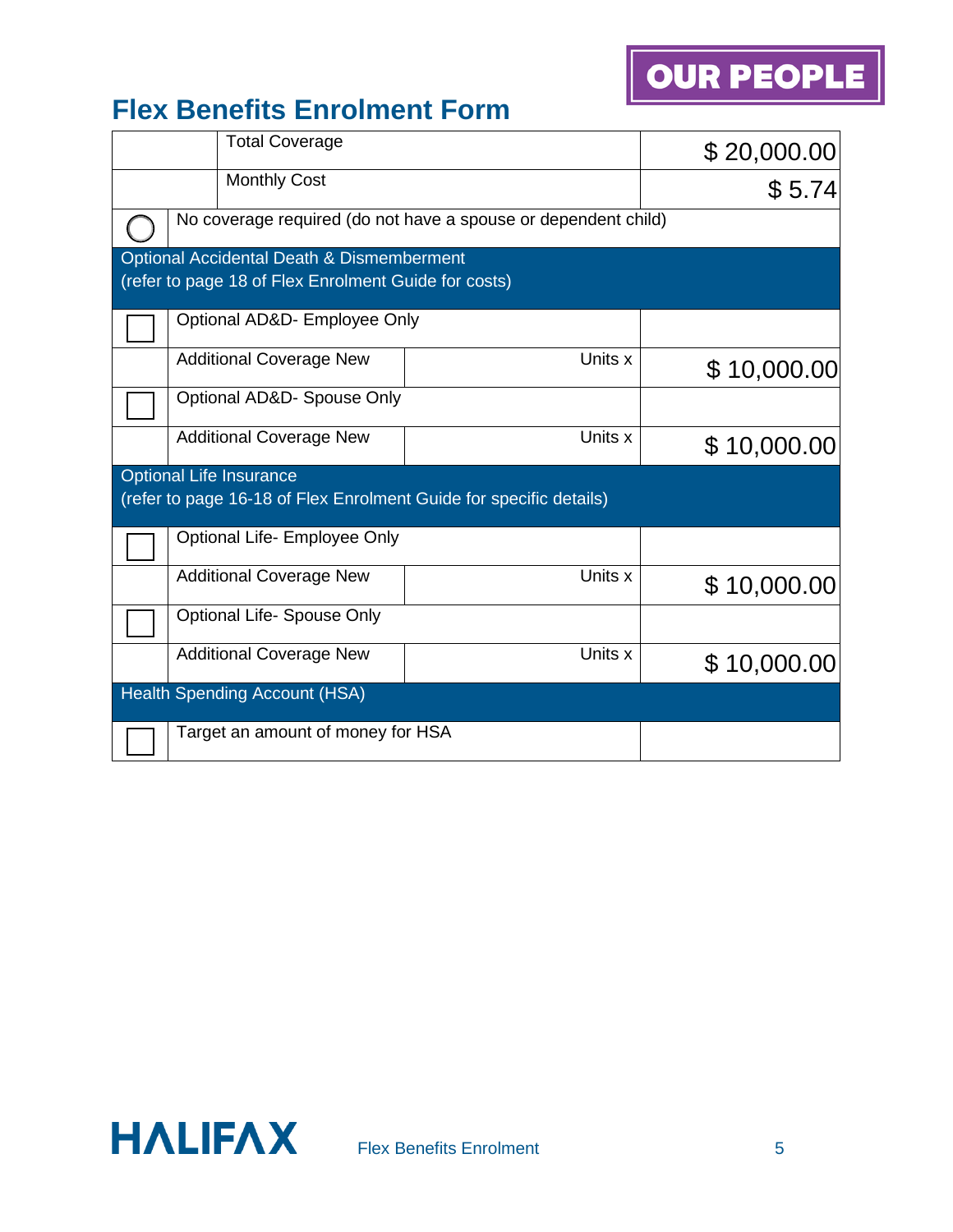OUR PEOPLE

# Flex Benefits Enrolment Form

| | | | |
|---|---|---|---|
| | Total Coverage | | $ 20,000.00 |
| | Monthly Cost | | $ 5.74 |
| ◯ | No coverage required (do not have a spouse or dependent child) | | |
| **Optional Accidental Death & Dismemberment** (refer to page 18 of Flex Enrolment Guide for costs) | | | |
| ☐ | Optional AD&D- Employee Only | | |
| | Additional Coverage New | Units x | $ 10,000.00 |
| ☐ | Optional AD&D- Spouse Only | | |
| | Additional Coverage New | Units x | $ 10,000.00 |
| **Optional Life Insurance** (refer to page 16-18 of Flex Enrolment Guide for specific details) | | | |
| ☐ | Optional Life- Employee Only | | |
| | Additional Coverage New | Units x | $ 10,000.00 |
| ☐ | Optional Life- Spouse Only | | |
| | Additional Coverage New | Units x | $ 10,000.00 |
| **Health Spending Account (HSA)** | | | |
| ☐ | Target an amount of money for HSA | | |

HALIFAX